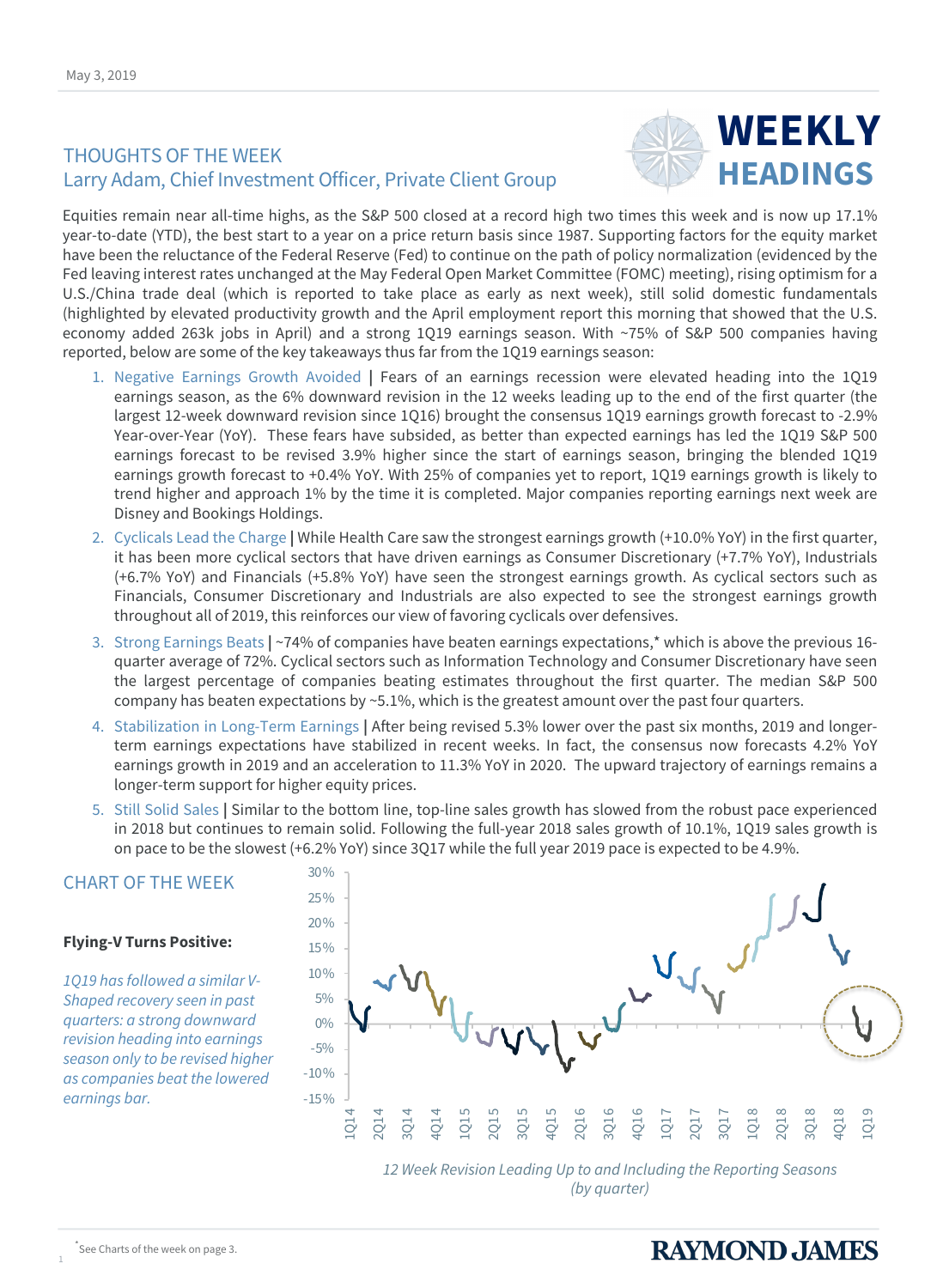May 3, 2019

# WEEKLY HEADINGS

## THOUGHTS OF THE WEEK

### Larry Adam, Chief Investment Officer, Private Client Group

Equities remain near all-time highs, as the S&P 500 closed at a record high two times this week and is now up 17.1% year-to-date (YTD), the best start to a year on a price return basis since 1987. Supporting factors for the equity market have been the reluctance of the Federal Reserve (Fed) to continue on the path of policy normalization (evidenced by the Fed leaving interest rates unchanged at the May Federal Open Market Committee (FOMC) meeting), rising optimism for a U.S./China trade deal (which is reported to take place as early as next week), still solid domestic fundamentals (highlighted by elevated productivity growth and the April employment report this morning that showed that the U.S. economy added 263k jobs in April) and a strong 1Q19 earnings season. With ~75% of S&P 500 companies having reported, below are some of the key takeaways thus far from the 1Q19 earnings season:

1. Negative Earnings Growth Avoided | Fears of an earnings recession were elevated heading into the 1Q19 earnings season, as the 6% downward revision in the 12 weeks leading up to the end of the first quarter (the largest 12-week downward revision since 1Q16) brought the consensus 1Q19 earnings growth forecast to -2.9% Year-over-Year (YoY). These fears have subsided, as better than expected earnings has led the 1Q19 S&P 500 earnings forecast to be revised 3.9% higher since the start of earnings season, bringing the blended 1Q19 earnings growth forecast to +0.4% YoY. With 25% of companies yet to report, 1Q19 earnings growth is likely to trend higher and approach 1% by the time it is completed. Major companies reporting earnings next week are Disney and Bookings Holdings.
2. Cyclicals Lead the Charge | While Health Care saw the strongest earnings growth (+10.0% YoY) in the first quarter, it has been more cyclical sectors that have driven earnings as Consumer Discretionary (+7.7% YoY), Industrials (+6.7% YoY) and Financials (+5.8% YoY) have seen the strongest earnings growth. As cyclical sectors such as Financials, Consumer Discretionary and Industrials are also expected to see the strongest earnings growth throughout all of 2019, this reinforces our view of favoring cyclicals over defensives.
3. Strong Earnings Beats | ~74% of companies have beaten earnings expectations,* which is above the previous 16-quarter average of 72%. Cyclical sectors such as Information Technology and Consumer Discretionary have seen the largest percentage of companies beating estimates throughout the first quarter. The median S&P 500 company has beaten expectations by ~5.1%, which is the greatest amount over the past four quarters.
4. Stabilization in Long-Term Earnings | After being revised 5.3% lower over the past six months, 2019 and longer-term earnings expectations have stabilized in recent weeks. In fact, the consensus now forecasts 4.2% YoY earnings growth in 2019 and an acceleration to 11.3% YoY in 2020. The upward trajectory of earnings remains a longer-term support for higher equity prices.
5. Still Solid Sales | Similar to the bottom line, top-line sales growth has slowed from the robust pace experienced in 2018 but continues to remain solid. Following the full-year 2018 sales growth of 10.1%, 1Q19 sales growth is on pace to be the slowest (+6.2% YoY) since 3Q17 while the full year 2019 pace is expected to be 4.9%.

## CHART OF THE WEEK

**Flying-V Turns Positive:**

*1Q19 has followed a similar V-Shaped recovery seen in past quarters: a strong downward revision heading into earnings season only to be revised higher as companies beat the lowered earnings bar.*

30%
25%
20%
15%
10%
5%
0%
-5%
-10%
-15%

1Q14 2Q14 3Q14 4Q14 1Q15 2Q15 3Q15 4Q15 2Q16 3Q16 4Q16 1Q17 2Q17 3Q17 1Q18 2Q18 3Q18 4Q18 1Q19

*12 Week Revision Leading Up to and Including the Reporting Seasons (by quarter)*

*See Charts of the week on page 3.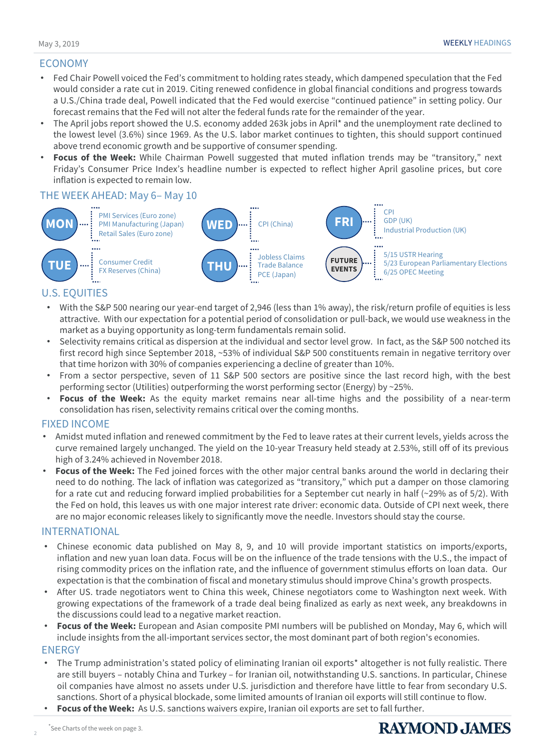May 3, 2019

## ECONOMY

- Fed Chair Powell voiced the Fed's commitment to holding rates steady, which dampened speculation that the Fed would consider a rate cut in 2019. Citing renewed confidence in global financial conditions and progress towards a U.S./China trade deal, Powell indicated that the Fed would exercise "continued patience" in setting policy. Our forecast remains that the Fed will not alter the federal funds rate for the remainder of the year.
- The April jobs report showed the U.S. economy added 263k jobs in April* and the unemployment rate declined to the lowest level (3.6%) since 1969. As the U.S. labor market continues to tighten, this should support continued above trend economic growth and be supportive of consumer spending.
- **Focus of the Week:** While Chairman Powell suggested that muted inflation trends may be "transitory," next Friday's Consumer Price Index's headline number is expected to reflect higher April gasoline prices, but core inflation is expected to remain low.

## THE WEEK AHEAD: May 6– May 10

**MON**
- PMI Services (Euro zone)
- PMI Manufacturing (Japan)
- Retail Sales (Euro zone)

**TUE**
- Consumer Credit
- FX Reserves (China)

**WED**
- CPI (China)

**THU**
- Jobless Claims
- Trade Balance
- PCE (Japan)

**FRI**
- CPI
- GDP (UK)
- Industrial Production (UK)

**FUTURE EVENTS**
- 5/15 USTR Hearing
- 5/23 European Parliamentary Elections
- 6/25 OPEC Meeting

## U.S. EQUITIES

- With the S&P 500 nearing our year-end target of 2,946 (less than 1% away), the risk/return profile of equities is less attractive. With our expectation for a potential period of consolidation or pull-back, we would use weakness in the market as a buying opportunity as long-term fundamentals remain solid.
- Selectivity remains critical as dispersion at the individual and sector level grow. In fact, as the S&P 500 notched its first record high since September 2018, ~53% of individual S&P 500 constituents remain in negative territory over that time horizon with 30% of companies experiencing a decline of greater than 10%.
- From a sector perspective, seven of 11 S&P 500 sectors are positive since the last record high, with the best performing sector (Utilities) outperforming the worst performing sector (Energy) by ~25%.
- **Focus of the Week:** As the equity market remains near all-time highs and the possibility of a near-term consolidation has risen, selectivity remains critical over the coming months.

## FIXED INCOME

- Amidst muted inflation and renewed commitment by the Fed to leave rates at their current levels, yields across the curve remained largely unchanged. The yield on the 10-year Treasury held steady at 2.53%, still off of its previous high of 3.24% achieved in November 2018.
- **Focus of the Week:** The Fed joined forces with the other major central banks around the world in declaring their need to do nothing. The lack of inflation was categorized as "transitory," which put a damper on those clamoring for a rate cut and reducing forward implied probabilities for a September cut nearly in half (~29% as of 5/2). With the Fed on hold, this leaves us with one major interest rate driver: economic data. Outside of CPI next week, there are no major economic releases likely to significantly move the needle. Investors should stay the course.

## INTERNATIONAL

- Chinese economic data published on May 8, 9, and 10 will provide important statistics on imports/exports, inflation and new yuan loan data. Focus will be on the influence of the trade tensions with the U.S., the impact of rising commodity prices on the inflation rate, and the influence of government stimulus efforts on loan data. Our expectation is that the combination of fiscal and monetary stimulus should improve China's growth prospects.
- After US. trade negotiators went to China this week, Chinese negotiators come to Washington next week. With growing expectations of the framework of a trade deal being finalized as early as next week, any breakdowns in the discussions could lead to a negative market reaction.
- **Focus of the Week:** European and Asian composite PMI numbers will be published on Monday, May 6, which will include insights from the all-important services sector, the most dominant part of both region's economies.

## ENERGY

- The Trump administration's stated policy of eliminating Iranian oil exports* altogether is not fully realistic. There are still buyers – notably China and Turkey – for Iranian oil, notwithstanding U.S. sanctions. In particular, Chinese oil companies have almost no assets under U.S. jurisdiction and therefore have little to fear from secondary U.S. sanctions. Short of a physical blockade, some limited amounts of Iranian oil exports will still continue to flow.
- **Focus of the Week:** As U.S. sanctions waivers expire, Iranian oil exports are set to fall further.

*See Charts of the week on page 3.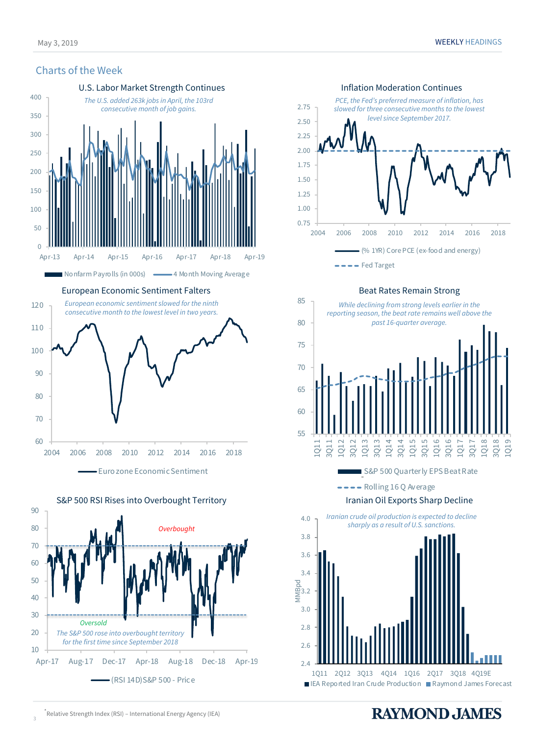## Charts of the Week

### U.S. Labor Market Strength Continues

*The U.S. added 263k jobs in April, the 103rd consecutive month of job gains.*

400
350
300
250
200
150
100
50
0

Apr-13 Apr-14 Apr-15 Apr-16 Apr-17 Apr-18 Apr-19

Nonfarm Payrolls (in 000s) 4 Month Moving Average

### Inflation Moderation Continues

*PCE, the Fed's preferred measure of inflation, has slowed for three consecutive months to the lowest level since September 2017.*

2.75
2.50
2.25
2.00
1.75
1.50
1.25
1.00
0.75

2004 2006 2008 2010 2012 2014 2016 2018

(% 1YR) Core PCE (ex-food and energy)

Fed Target

### European Economic Sentiment Falters

*European economic sentiment slowed for the ninth consecutive month to the lowest level in two years.*

120
110
100
90
80
70
60

2004 2006 2008 2010 2012 2014 2016 2018

Eurozone Economic Sentiment

### Beat Rates Remain Strong

*While declining from strong levels earlier in the reporting season, the beat rate remains well above the past 16-quarter average.*

85
80
75
70
65
60
55

1Q11 3Q11 1Q12 3Q12 1Q13 3Q13 1Q14 3Q14 1Q15 3Q15 1Q16 3Q16 1Q17 3Q17 1Q18 3Q18 1Q19

S&P 500 Quarterly EPS Beat Rate

Rolling 16 Q Average

### S&P 500 RSI Rises into Overbought Territory

90
80
70
60
50
40
30
20
10

Overbought

Oversold

*The S&P 500 rose into overbought territory for the first time since September 2018*

Apr-17 Aug-17 Dec-17 Apr-18 Aug-18 Dec-18 Apr-19

(RSI 14D)S&P 500 - Price

### Iranian Oil Exports Sharp Decline

*Iranian crude oil production is expected to decline sharply as a result of U.S. sanctions.*

MMBpd

4.0
3.8
3.6
3.4
3.2
3.0
2.8
2.6
2.4

1Q11 2Q12 3Q13 4Q14 1Q16 2Q17 3Q18 4Q19E

IEA Reported Iran Crude Production Raymond James Forecast

*Relative Strength Index (RSI) – International Energy Agency (IEA)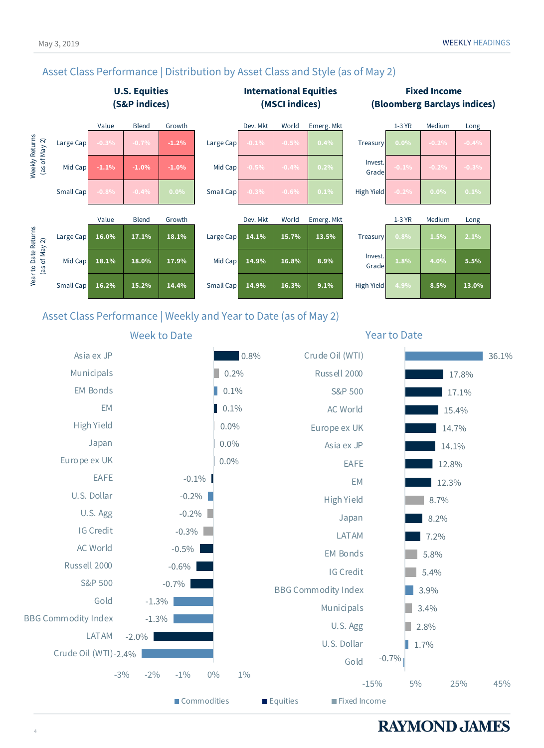## Asset Class Performance | Distribution by Asset Class and Style (as of May 2)

### Weekly Returns (as of May 2)

**U.S. Equities (S&P indices)**

| | Value | Blend | Growth |
|---|---|---|---|
| Large Cap | -0.3% | -0.7% | -1.2% |
| Mid Cap | -1.1% | -1.0% | -1.0% |
| Small Cap | -0.8% | -0.4% | 0.0% |

**International Equities (MSCI indices)**

| | Dev. Mkt | World | Emerg. Mkt |
|---|---|---|---|
| Large Cap | -0.1% | -0.5% | 0.4% |
| Mid Cap | -0.5% | -0.4% | 0.2% |
| Small Cap | -0.3% | -0.6% | 0.1% |

**Fixed Income (Bloomberg Barclays indices)**

| | 1-3 YR | Medium | Long |
|---|---|---|---|
| Treasury | 0.0% | -0.2% | -0.4% |
| Invest. Grade | -0.1% | -0.2% | -0.3% |
| High Yield | -0.2% | 0.0% | 0.1% |

### Year to Date Returns (as of May 2)

**U.S. Equities (S&P indices)**

| | Value | Blend | Growth |
|---|---|---|---|
| Large Cap | 16.0% | 17.1% | 18.1% |
| Mid Cap | 18.1% | 18.0% | 17.9% |
| Small Cap | 16.2% | 15.2% | 14.4% |

**International Equities (MSCI indices)**

| | Dev. Mkt | World | Emerg. Mkt |
|---|---|---|---|
| Large Cap | 14.1% | 15.7% | 13.5% |
| Mid Cap | 14.9% | 16.8% | 8.9% |
| Small Cap | 14.9% | 16.3% | 9.1% |

**Fixed Income (Bloomberg Barclays indices)**

| | 1-3 YR | Medium | Long |
|---|---|---|---|
| Treasury | 0.8% | 1.5% | 2.1% |
| Invest. Grade | 1.8% | 4.0% | 5.5% |
| High Yield | 4.9% | 8.5% | 13.0% |

## Asset Class Performance | Weekly and Year to Date (as of May 2)

### Week to Date

Asia ex JP 0.8%
Municipals 0.2%
EM Bonds 0.1%
EM 0.1%
High Yield 0.0%
Japan 0.0%
Europe ex UK 0.0%
EAFE -0.1%
U.S. Dollar -0.2%
U.S. Agg -0.2%
IG Credit -0.3%
AC World -0.5%
Russell 2000 -0.6%
S&P 500 -0.7%
Gold -1.3%
BBG Commodity Index -1.3%
LATAM -2.0%
Crude Oil (WTI) -2.4%

-3% -2% -1% 0% 1%

### Year to Date

Crude Oil (WTI) 36.1%
Russell 2000 17.8%
S&P 500 17.1%
AC World 15.4%
Europe ex UK 14.7%
Asia ex JP 14.1%
EAFE 12.8%
EM 12.3%
High Yield 8.7%
Japan 8.2%
LATAM 7.2%
EM Bonds 5.8%
IG Credit 5.4%
BBG Commodity Index 3.9%
Municipals 3.4%
U.S. Agg 2.8%
U.S. Dollar 1.7%
Gold -0.7%

-15% 5% 25% 45%

Commodities · Equities · Fixed Income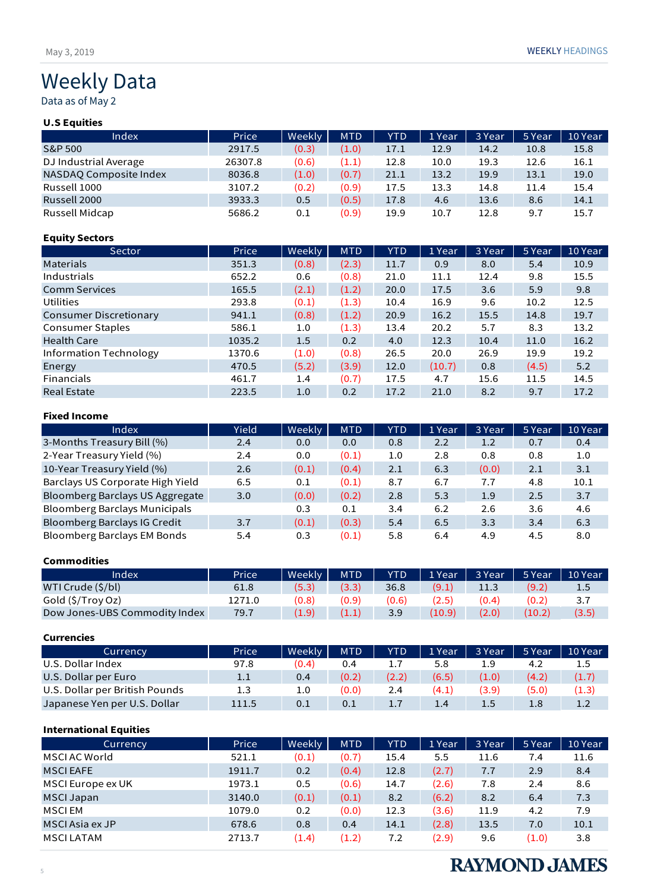# Weekly Data

Data as of May 2

### U.S Equities

| Index | Price | Weekly | MTD | YTD | 1 Year | 3 Year | 5 Year | 10 Year |
|---|---|---|---|---|---|---|---|---|
| S&P 500 | 2917.5 | (0.3) | (1.0) | 17.1 | 12.9 | 14.2 | 10.8 | 15.8 |
| DJ Industrial Average | 26307.8 | (0.6) | (1.1) | 12.8 | 10.0 | 19.3 | 12.6 | 16.1 |
| NASDAQ Composite Index | 8036.8 | (1.0) | (0.7) | 21.1 | 13.2 | 19.9 | 13.1 | 19.0 |
| Russell 1000 | 3107.2 | (0.2) | (0.9) | 17.5 | 13.3 | 14.8 | 11.4 | 15.4 |
| Russell 2000 | 3933.3 | 0.5 | (0.5) | 17.8 | 4.6 | 13.6 | 8.6 | 14.1 |
| Russell Midcap | 5686.2 | 0.1 | (0.9) | 19.9 | 10.7 | 12.8 | 9.7 | 15.7 |

### Equity Sectors

| Sector | Price | Weekly | MTD | YTD | 1 Year | 3 Year | 5 Year | 10 Year |
|---|---|---|---|---|---|---|---|---|
| Materials | 351.3 | (0.8) | (2.3) | 11.7 | 0.9 | 8.0 | 5.4 | 10.9 |
| Industrials | 652.2 | 0.6 | (0.8) | 21.0 | 11.1 | 12.4 | 9.8 | 15.5 |
| Comm Services | 165.5 | (2.1) | (1.2) | 20.0 | 17.5 | 3.6 | 5.9 | 9.8 |
| Utilities | 293.8 | (0.1) | (1.3) | 10.4 | 16.9 | 9.6 | 10.2 | 12.5 |
| Consumer Discretionary | 941.1 | (0.8) | (1.2) | 20.9 | 16.2 | 15.5 | 14.8 | 19.7 |
| Consumer Staples | 586.1 | 1.0 | (1.3) | 13.4 | 20.2 | 5.7 | 8.3 | 13.2 |
| Health Care | 1035.2 | 1.5 | 0.2 | 4.0 | 12.3 | 10.4 | 11.0 | 16.2 |
| Information Technology | 1370.6 | (1.0) | (0.8) | 26.5 | 20.0 | 26.9 | 19.9 | 19.2 |
| Energy | 470.5 | (5.2) | (3.9) | 12.0 | (10.7) | 0.8 | (4.5) | 5.2 |
| Financials | 461.7 | 1.4 | (0.7) | 17.5 | 4.7 | 15.6 | 11.5 | 14.5 |
| Real Estate | 223.5 | 1.0 | 0.2 | 17.2 | 21.0 | 8.2 | 9.7 | 17.2 |

### Fixed Income

| Index | Yield | Weekly | MTD | YTD | 1 Year | 3 Year | 5 Year | 10 Year |
|---|---|---|---|---|---|---|---|---|
| 3-Months Treasury Bill (%) | 2.4 | 0.0 | 0.0 | 0.8 | 2.2 | 1.2 | 0.7 | 0.4 |
| 2-Year Treasury Yield (%) | 2.4 | 0.0 | (0.1) | 1.0 | 2.8 | 0.8 | 0.8 | 1.0 |
| 10-Year Treasury Yield (%) | 2.6 | (0.1) | (0.4) | 2.1 | 6.3 | (0.0) | 2.1 | 3.1 |
| Barclays US Corporate High Yield | 6.5 | 0.1 | (0.1) | 8.7 | 6.7 | 7.7 | 4.8 | 10.1 |
| Bloomberg Barclays US Aggregate | 3.0 | (0.0) | (0.2) | 2.8 | 5.3 | 1.9 | 2.5 | 3.7 |
| Bloomberg Barclays Municipals | | 0.3 | 0.1 | 3.4 | 6.2 | 2.6 | 3.6 | 4.6 |
| Bloomberg Barclays IG Credit | 3.7 | (0.1) | (0.3) | 5.4 | 6.5 | 3.3 | 3.4 | 6.3 |
| Bloomberg Barclays EM Bonds | 5.4 | 0.3 | (0.1) | 5.8 | 6.4 | 4.9 | 4.5 | 8.0 |

### Commodities

| Index | Price | Weekly | MTD | YTD | 1 Year | 3 Year | 5 Year | 10 Year |
|---|---|---|---|---|---|---|---|---|
| WTI Crude ($/bl) | 61.8 | (5.3) | (3.3) | 36.8 | (9.1) | 11.3 | (9.2) | 1.5 |
| Gold ($/Troy Oz) | 1271.0 | (0.8) | (0.9) | (0.6) | (2.5) | (0.4) | (0.2) | 3.7 |
| Dow Jones-UBS Commodity Index | 79.7 | (1.9) | (1.1) | 3.9 | (10.9) | (2.0) | (10.2) | (3.5) |

### Currencies

| Currency | Price | Weekly | MTD | YTD | 1 Year | 3 Year | 5 Year | 10 Year |
|---|---|---|---|---|---|---|---|---|
| U.S. Dollar Index | 97.8 | (0.4) | 0.4 | 1.7 | 5.8 | 1.9 | 4.2 | 1.5 |
| U.S. Dollar per Euro | 1.1 | 0.4 | (0.2) | (2.2) | (6.5) | (1.0) | (4.2) | (1.7) |
| U.S. Dollar per British Pounds | 1.3 | 1.0 | (0.0) | 2.4 | (4.1) | (3.9) | (5.0) | (1.3) |
| Japanese Yen per U.S. Dollar | 111.5 | 0.1 | 0.1 | 1.7 | 1.4 | 1.5 | 1.8 | 1.2 |

### International Equities

| Currency | Price | Weekly | MTD | YTD | 1 Year | 3 Year | 5 Year | 10 Year |
|---|---|---|---|---|---|---|---|---|
| MSCI AC World | 521.1 | (0.1) | (0.7) | 15.4 | 5.5 | 11.6 | 7.4 | 11.6 |
| MSCI EAFE | 1911.7 | 0.2 | (0.4) | 12.8 | (2.7) | 7.7 | 2.9 | 8.4 |
| MSCI Europe ex UK | 1973.1 | 0.5 | (0.6) | 14.7 | (2.6) | 7.8 | 2.4 | 8.6 |
| MSCI Japan | 3140.0 | (0.1) | (0.1) | 8.2 | (6.2) | 8.2 | 6.4 | 7.3 |
| MSCI EM | 1079.0 | 0.2 | (0.0) | 12.3 | (3.6) | 11.9 | 4.2 | 7.9 |
| MSCI Asia ex JP | 678.6 | 0.8 | 0.4 | 14.1 | (2.8) | 13.5 | 7.0 | 10.1 |
| MSCI LATAM | 2713.7 | (1.4) | (1.2) | 7.2 | (2.9) | 9.6 | (1.0) | 3.8 |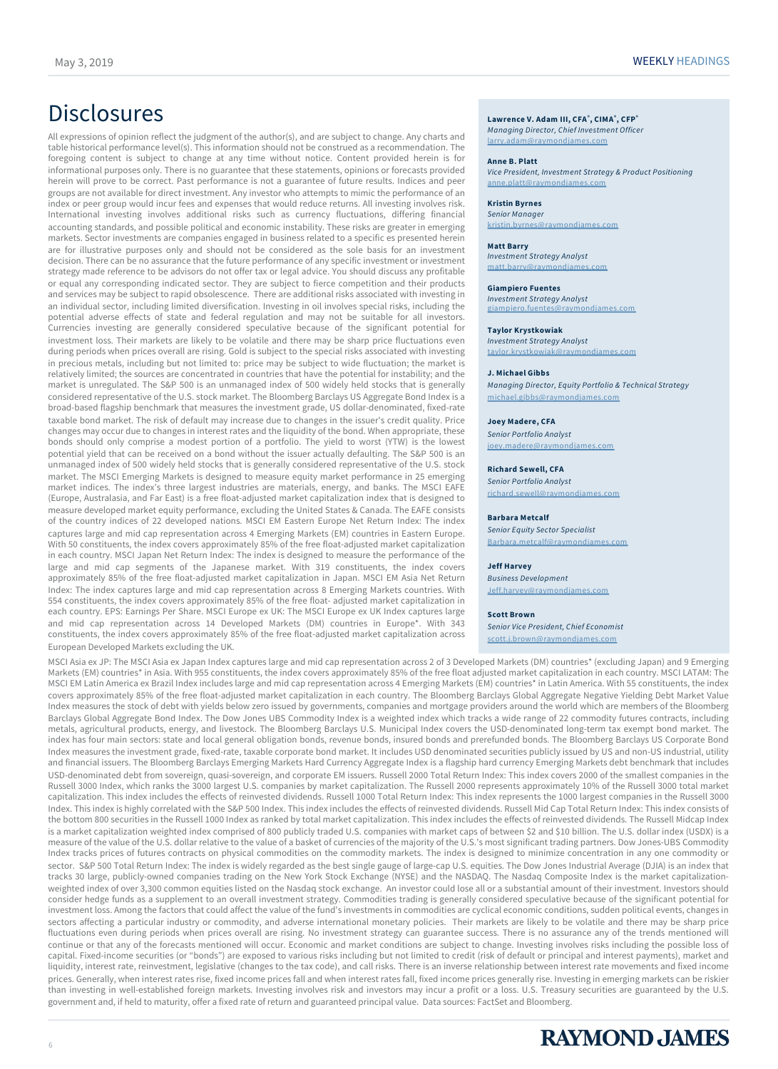# Disclosures

All expressions of opinion reflect the judgment of the author(s), and are subject to change. Any charts and table historical performance level(s). This information should not be construed as a recommendation. The foregoing content is subject to change at any time without notice. Content provided herein is for informational purposes only. There is no guarantee that these statements, opinions or forecasts provided herein will prove to be correct. Past performance is not a guarantee of future results. Indices and peer groups are not available for direct investment. Any investor who attempts to mimic the performance of an index or peer group would incur fees and expenses that would reduce returns. All investing involves risk. International investing involves additional risks such as currency fluctuations, differing financial accounting standards, and possible political and economic instability. These risks are greater in emerging markets. Sector investments are companies engaged in business related to a specific es presented herein are for illustrative purposes only and should not be considered as the sole basis for an investment decision. There can be no assurance that the future performance of any specific investment or investment strategy made reference to be advisors do not offer tax or legal advice. You should discuss any profitable or equal any corresponding indicated sector. They are subject to fierce competition and their products and services may be subject to rapid obsolescence. There are additional risks associated with investing in an individual sector, including limited diversification. Investing in oil involves special risks, including the potential adverse effects of state and federal regulation and may not be suitable for all investors. Currencies investing are generally considered speculative because of the significant potential for investment loss. Their markets are likely to be volatile and there may be sharp price fluctuations even during periods when prices overall are rising. Gold is subject to the special risks associated with investing in precious metals, including but not limited to: price may be subject to wide fluctuation; the market is relatively limited; the sources are concentrated in countries that have the potential for instability; and the market is unregulated. The S&P 500 is an unmanaged index of 500 widely held stocks that is generally considered representative of the U.S. stock market. The Bloomberg Barclays US Aggregate Bond Index is a broad-based flagship benchmark that measures the investment grade, US dollar-denominated, fixed-rate taxable bond market. The risk of default may increase due to changes in the issuer's credit quality. Price changes may occur due to changes in interest rates and the liquidity of the bond. When appropriate, these bonds should only comprise a modest portion of a portfolio. The yield to worst (YTW) is the lowest potential yield that can be received on a bond without the issuer actually defaulting. The S&P 500 is an unmanaged index of 500 widely held stocks that is generally considered representative of the U.S. stock market. The MSCI Emerging Markets is designed to measure equity market performance in 25 emerging market indices. The index's three largest industries are materials, energy, and banks. The MSCI EAFE (Europe, Australasia, and Far East) is a free float-adjusted market capitalization index that is designed to measure developed market equity performance, excluding the United States & Canada. The EAFE consists of the country indices of 22 developed nations. MSCI EM Eastern Europe Net Return Index: The index captures large and mid cap representation across 4 Emerging Markets (EM) countries in Eastern Europe. With 50 constituents, the index covers approximately 85% of the free float-adjusted market capitalization in each country. MSCI Japan Net Return Index: The index is designed to measure the performance of the large and mid cap segments of the Japanese market. With 319 constituents, the index covers approximately 85% of the free float-adjusted market capitalization in Japan. MSCI EM Asia Net Return Index: The index captures large and mid cap representation across 8 Emerging Markets countries. With 554 constituents, the index covers approximately 85% of the free float- adjusted market capitalization in each country. EPS: Earnings Per Share. MSCI Europe ex UK: The MSCI Europe ex UK Index captures large and mid cap representation across 14 Developed Markets (DM) countries in Europe*. With 343 constituents, the index covers approximately 85% of the free float-adjusted market capitalization across European Developed Markets excluding the UK.

**Lawrence V. Adam III, CFA®, CIMA®, CFP®**
*Managing Director, Chief Investment Officer*
larry.adam@raymondjames.com

**Anne B. Platt**
*Vice President, Investment Strategy & Product Positioning*
anne.platt@raymondjames.com

**Kristin Byrnes**
*Senior Manager*
kristin.byrnes@raymondjames.com

**Matt Barry**
*Investment Strategy Analyst*
matt.barry@raymondjames.com

**Giampiero Fuentes**
*Investment Strategy Analyst*
giampiero.fuentes@raymondjames.com

**Taylor Krystkowiak**
*Investment Strategy Analyst*
taylor.krystkowiak@raymondjames.com

**J. Michael Gibbs**
*Managing Director, Equity Portfolio & Technical Strategy*
michael.gibbs@raymondjames.com

**Joey Madere, CFA**
*Senior Portfolio Analyst*
joey.madere@raymondjames.com

**Richard Sewell, CFA**
*Senior Portfolio Analyst*
richard.sewell@raymondjames.com

**Barbara Metcalf**
*Senior Equity Sector Specialist*
Barbara.metcalf@raymondjames.com

**Jeff Harvey**
*Business Development*
Jeff.harvey@raymondjames.com

**Scott Brown**
*Senior Vice President, Chief Economist*
scott.j.brown@raymondjames.com

MSCI Asia ex JP: The MSCI Asia ex Japan Index captures large and mid cap representation across 2 of 3 Developed Markets (DM) countries* (excluding Japan) and 9 Emerging Markets (EM) countries* in Asia. With 955 constituents, the index covers approximately 85% of the free float adjusted market capitalization in each country. MSCI LATAM: The MSCI EM Latin America ex Brazil Index includes large and mid cap representation across 4 Emerging Markets (EM) countries* in Latin America. With 55 constituents, the index covers approximately 85% of the free float-adjusted market capitalization in each country. The Bloomberg Barclays Global Aggregate Negative Yielding Debt Market Value Index measures the stock of debt with yields below zero issued by governments, companies and mortgage providers around the world which are members of the Bloomberg Barclays Global Aggregate Bond Index. The Dow Jones UBS Commodity Index is a weighted index which tracks a wide range of 22 commodity futures contracts, including metals, agricultural products, energy, and livestock. The Bloomberg Barclays U.S. Municipal Index covers the USD-denominated long-term tax exempt bond market. The index has four main sectors: state and local general obligation bonds, revenue bonds, insured bonds and prerefunded bonds. The Bloomberg Barclays US Corporate Bond Index measures the investment grade, fixed-rate, taxable corporate bond market. It includes USD denominated securities publicly issued by US and non-US industrial, utility and financial issuers. The Bloomberg Barclays Emerging Markets Hard Currency Aggregate Index is a flagship hard currency Emerging Markets debt benchmark that includes USD-denominated debt from sovereign, quasi-sovereign, and corporate EM issuers. Russell 2000 Total Return Index: This index covers 2000 of the smallest companies in the Russell 3000 Index, which ranks the 3000 largest U.S. companies by market capitalization. The Russell 2000 represents approximately 10% of the Russell 3000 total market capitalization. This index includes the effects of reinvested dividends. Russell 1000 Total Return Index: This index represents the 1000 largest companies in the Russell 3000 Index. This index is highly correlated with the S&P 500 Index. This index includes the effects of reinvested dividends. Russell Mid Cap Total Return Index: This index consists of the bottom 800 securities in the Russell 1000 Index as ranked by total market capitalization. This index includes the effects of reinvested dividends. The Russell Midcap Index is a market capitalization weighted index comprised of 800 publicly traded U.S. companies with market caps of between $2 and $10 billion. The U.S. dollar index (USDX) is a measure of the value of the U.S. dollar relative to the value of a basket of currencies of the majority of the U.S.'s most significant trading partners. Dow Jones-UBS Commodity Index tracks prices of futures contracts on physical commodities on the commodity markets. The index is designed to minimize concentration in any one commodity or sector. S&P 500 Total Return Index: The index is widely regarded as the best single gauge of large-cap U.S. equities. The Dow Jones Industrial Average (DJIA) is an index that tracks 30 large, publicly-owned companies trading on the New York Stock Exchange (NYSE) and the NASDAQ. The Nasdaq Composite Index is the market capitalization-weighted index of over 3,300 common equities listed on the Nasdaq stock exchange. An investor could lose all or a substantial amount of their investment. Investors should consider hedge funds as a supplement to an overall investment strategy. Commodities trading is generally considered speculative because of the significant potential for investment loss. Among the factors that could affect the value of the fund's investments in commodities are cyclical economic conditions, sudden political events, changes in sectors affecting a particular industry or commodity, and adverse international monetary policies. Their markets are likely to be volatile and there may be sharp price fluctuations even during periods when prices overall are rising. No investment strategy can guarantee success. There is no assurance any of the trends mentioned will continue or that any of the forecasts mentioned will occur. Economic and market conditions are subject to change. Investing involves risks including the possible loss of capital. Fixed-income securities (or "bonds") are exposed to various risks including but not limited to credit (risk of default or principal and interest payments), market and liquidity, interest rate, reinvestment, legislative (changes to the tax code), and call risks. There is an inverse relationship between interest rate movements and fixed income prices. Generally, when interest rates rise, fixed income prices fall and when interest rates fall, fixed income prices generally rise. Investing in emerging markets can be riskier than investing in well-established foreign markets. Investing involves risk and investors may incur a profit or a loss. U.S. Treasury securities are guaranteed by the U.S. government and, if held to maturity, offer a fixed rate of return and guaranteed principal value. Data sources: FactSet and Bloomberg.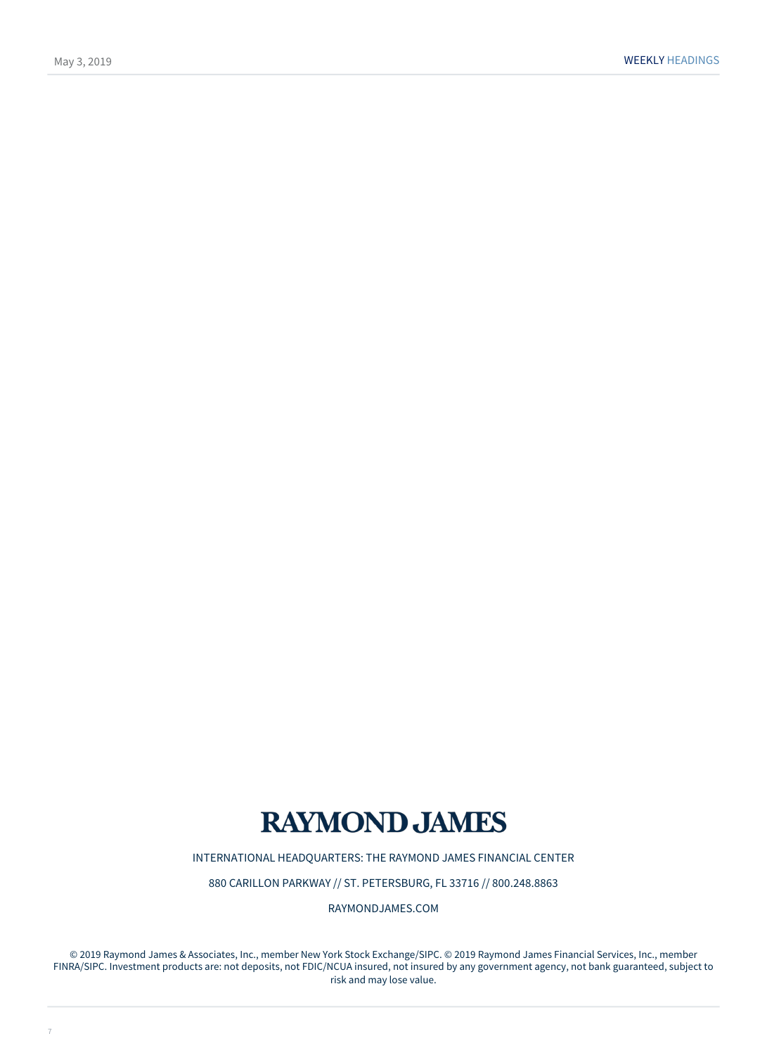**RAYMOND JAMES**

INTERNATIONAL HEADQUARTERS: THE RAYMOND JAMES FINANCIAL CENTER

880 CARILLON PARKWAY // ST. PETERSBURG, FL 33716 // 800.248.8863

RAYMONDJAMES.COM

© 2019 Raymond James & Associates, Inc., member New York Stock Exchange/SIPC. © 2019 Raymond James Financial Services, Inc., member FINRA/SIPC. Investment products are: not deposits, not FDIC/NCUA insured, not insured by any government agency, not bank guaranteed, subject to risk and may lose value.